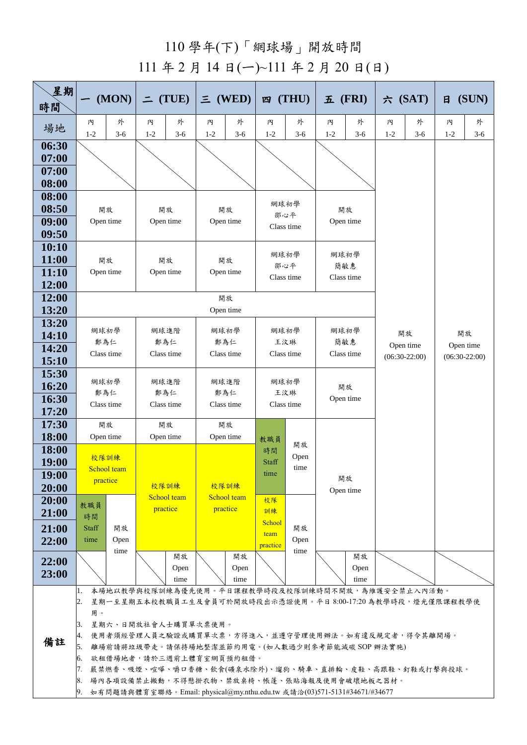# 110 學年(下)「網球場」開放時間

## 111 年 2 月 14 日(一)~111 年 2 月 20 日(日)

| 星期 / 時間 | 一 (MON) | | 二 (TUE) | | 三 (WED) | | 四 (THU) | | 五 (FRI) | | 六 (SAT) | | 日 (SUN) | |
|---|---|---|---|---|---|---|---|---|---|---|---|---|---|---|
| 場地 | 內 1-2 | 外 3-6 | 內 1-2 | 外 3-6 | 內 1-2 | 外 3-6 | 內 1-2 | 外 3-6 | 內 1-2 | 外 3-6 | 內 1-2 | 外 3-6 | 內 1-2 | 外 3-6 |
| 06:30 07:00 / 07:00 08:00 | | | | | | | | | | | 開放 Open time (06:30-22:00) | | 開放 Open time (06:30-22:00) | |
| 08:00 08:50 / 09:00 09:50 | 開放 Open time | | 開放 Open time | | 開放 Open time | | 網球初學 邵心平 Class time | | 開放 Open time | | | | | |
| 10:10 11:00 / 11:10 12:00 | 開放 Open time | | 開放 Open time | | 開放 Open time | | 網球初學 邵心平 Class time | | 網球初學 簡敏惠 Class time | | | | | |
| 12:00 13:20 | 開放 Open time | | | | | | | | | | | | | |
| 13:20 14:10 / 14:20 15:10 | 網球初學 鄭為仁 Class time | | 網球進階 鄭為仁 Class time | | 網球初學 鄭為仁 Class time | | 網球初學 王汶琳 Class time | | 網球初學 簡敏惠 Class time | | | | | |
| 15:30 16:20 / 16:30 17:20 | 網球初學 鄭為仁 Class time | | 網球進階 鄭為仁 Class time | | 網球進階 鄭為仁 Class time | | 網球初學 王汶琳 Class time | | 開放 Open time | | | | | |
| 17:30 18:00 | 開放 Open time | | 開放 Open time | | 開放 Open time | | 教職員時間 Staff time | 開放 Open time | 開放 Open time | | | | | |
| 18:00 19:00 / 19:00 20:00 | 校隊訓練 School team practice | | 校隊訓練 School team practice | | 校隊訓練 School team practice | | 教職員時間 Staff time | 開放 Open time | 開放 Open time | | | | | |
| 20:00 21:00 / 21:00 22:00 | 教職員時間 Staff time | 開放 Open time | 校隊訓練 School team practice | | 校隊訓練 School team practice | | 校隊訓練 School team practice | 開放 Open time | 開放 Open time | | | | | |
| 22:00 23:00 | | 開放 Open time | | 開放 Open time | | 開放 Open time | | 開放 Open time | | 開放 Open time | | | | |

**備註**

1. 本場地以教學與校隊訓練為優先使用。平日課程教學時段及校隊訓練時間不開放，為維護安全禁止入內活動。
2. 星期一至星期五本校教職員工生及會員可於開放時段出示憑證使用。平日 8:00-17:20 為教學時段，燈光僅限課程教學使用。
3. 星期六、日開放社會人士購買單次票使用。
4. 使用者須經管理人員之驗證或購買單次票，方得進入，並遵守管理使用辦法。如有違反規定者，得令其離開場。
5. 離場前請將垃圾帶走。請保持場地整潔並節約用電。(如人數過少則參考節能減碳 SOP 辦法實施)
6. 欲租借場地者，請於三週前上體育室網頁預約租借。
7. 嚴禁燃香、吸煙、喧嘩、嚼口香糖、飲食(礦泉水除外)、遛狗、騎車、直排輪、皮鞋、高跟鞋、釘鞋或打擊與投球。
8. 場內各項設備禁止搬動，不得懸掛衣物、禁放桌椅、帳篷、張貼海報及使用會破壞地板之器材。
9. 如有問題請與體育室聯絡。Email: physical@my.nthu.edu.tw 或請洽(03)571-5131#34671/#34677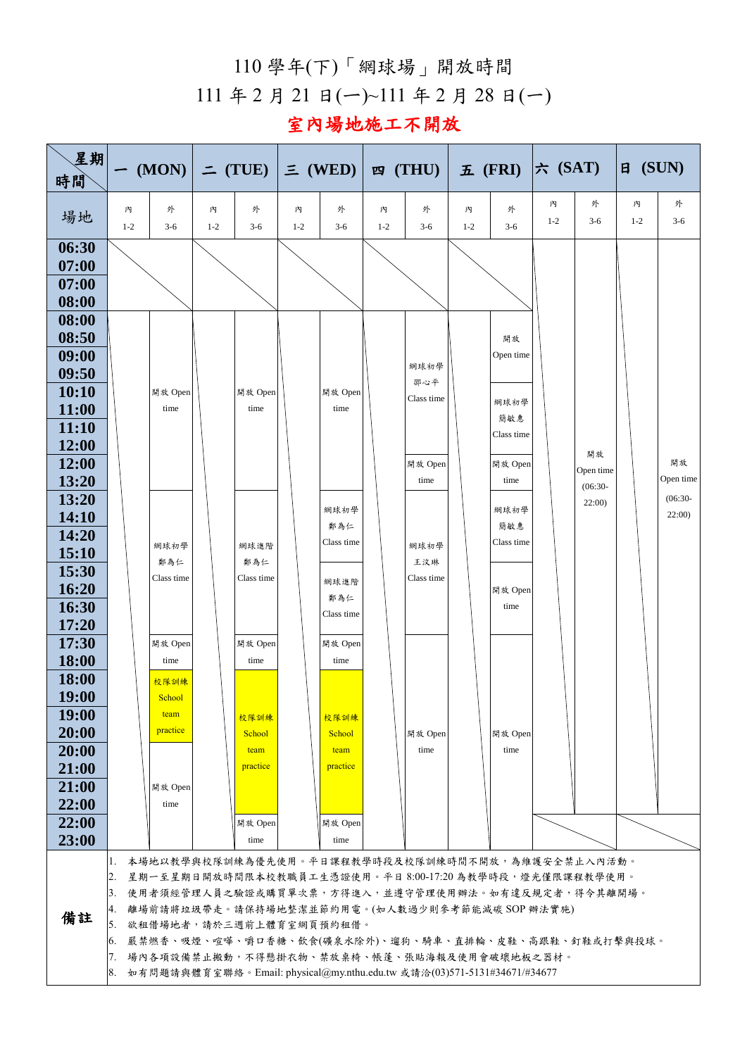# 110 學年(下)「網球場」開放時間

## 111 年 2 月 21 日(一)~111 年 2 月 28 日(一)

## 室內場地施工不開放

| 星期 / 時間 | 一 (MON) | | 二 (TUE) | | 三 (WED) | | 四 (THU) | | 五 (FRI) | | 六 (SAT) | | 日 (SUN) | |
|---|---|---|---|---|---|---|---|---|---|---|---|---|---|---|
| 場地 | 內 1-2 | 外 3-6 | 內 1-2 | 外 3-6 | 內 1-2 | 外 3-6 | 內 1-2 | 外 3-6 | 內 1-2 | 外 3-6 | 內 1-2 | 外 3-6 | 內 1-2 | 外 3-6 |
| 06:30 07:00 | | | | | | | | | | | | 開放 Open time (06:30-22:00) | | 開放 Open time (06:30-22:00) |
| 07:00 08:00 | | | | | | | | | | | | | | |
| 08:00 08:50 | | 開放 Open time | | 開放 Open time | | 開放 Open time | | 網球初學 邵心平 Class time | | 開放 Open time | | | | |
| 09:00 09:50 | | | | | | | | | | | | | | |
| 10:10 11:00 | | | | | | | | | | 網球初學 簡敏惠 Class time | | | | |
| 11:10 12:00 | | | | | | | | | | | | | | |
| 12:00 13:20 | | | | | | | | 開放 Open time | | 開放 Open time | | | | |
| 13:20 14:10 | | 網球初學 鄭為仁 Class time | | 網球進階 鄭為仁 Class time | | 網球初學 鄭為仁 Class time | | 網球初學 王汶琳 Class time | | 網球初學 簡敏惠 Class time | | | | |
| 14:20 15:10 | | | | | | | | | | | | | | |
| 15:30 16:20 | | | | | | 網球進階 鄭為仁 Class time | | | | 開放 Open time | | | | |
| 16:30 17:20 | | | | | | | | | | | | | | |
| 17:30 18:00 | | 開放 Open time | | 開放 Open time | | 開放 Open time | | 開放 Open time | | 開放 Open time | | | | |
| 18:00 19:00 | | 校隊訓練 School team practice | | 校隊訓練 School team practice | | 校隊訓練 School team practice | | | | | | | | |
| 19:00 20:00 | | | | | | | | | | | | | | |
| 20:00 21:00 | | 開放 Open time | | | | | | | | | | | | |
| 21:00 22:00 | | | | | | | | | | | | | | |
| 22:00 23:00 | | | | 開放 Open time | | 開放 Open time | | | | | | | | |

備註

1. 本場地以教學與校隊訓練為優先使用。平日課程教學時段及校隊訓練時間不開放，為維護安全禁止入內活動。
2. 星期一至星期日開放時間限本校教職員工生憑證使用。平日 8:00-17:20 為教學時段，燈光僅限課程教學使用。
3. 使用者須經管理人員之驗證或購買單次票，方得進入，並遵守管理使用辦法。如有違反規定者，得令其離開場。
4. 離場前請將垃圾帶走。請保持場地整潔並節約用電。(如人數過少則參考節能減碳 SOP 辦法實施)
5. 欲租借場地者，請於三週前上體育室網頁預約租借。
6. 嚴禁燃香、吸煙、喧嘩、嚼口香糖、飲食(礦泉水除外)、遛狗、騎車、直排輪、皮鞋、高跟鞋、釘鞋或打擊與投球。
7. 場內各項設備禁止搬動，不得懸掛衣物、禁放桌椅、帳蓬、張貼海報及使用會破壞地板之器材。
8. 如有問題請與體育室聯絡。Email: physical@my.nthu.edu.tw 或請洽(03)571-5131#34671/#34677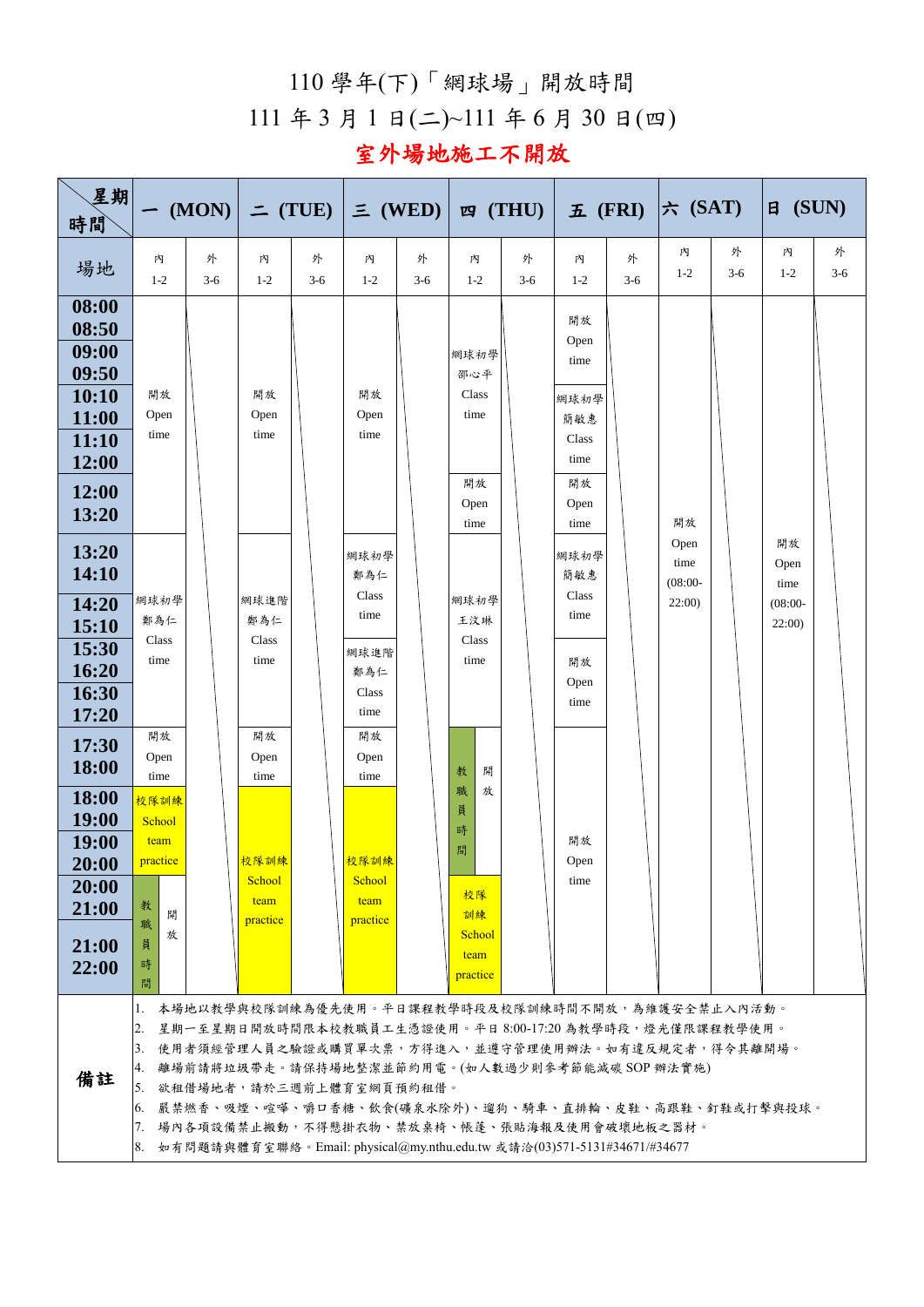# 110 學年(下)「網球場」開放時間

## 111 年 3 月 1 日(二)~111 年 6 月 30 日(四)

## 室外場地施工不開放

| 星期 / 時間 | 一 (MON) | | 二 (TUE) | | 三 (WED) | | 四 (THU) | | 五 (FRI) | | 六 (SAT) | | 日 (SUN) | |
|---|---|---|---|---|---|---|---|---|---|---|---|---|---|---|
| 場地 | 內 1-2 | 外 3-6 | 內 1-2 | 外 3-6 | 內 1-2 | 外 3-6 | 內 1-2 | 外 3-6 | 內 1-2 | 外 3-6 | 內 1-2 | 外 3-6 | 內 1-2 | 外 3-6 |
| 08:00 08:50 | 開放 Open time | | 開放 Open time | | 開放 Open time | | 網球初學 邵心平 Class time | | 開放 Open time | | 開放 Open time (08:00-22:00) | | 開放 Open time (08:00-22:00) | |
| 09:00 09:50 | 開放 Open time | | 開放 Open time | | 開放 Open time | | 網球初學 邵心平 Class time | | 開放 Open time | | | | | |
| 10:10 11:00 | 開放 Open time | | 開放 Open time | | 開放 Open time | | 網球初學 邵心平 Class time | | 網球初學 簡敏惠 Class time | | | | | |
| 11:10 12:00 | 開放 Open time | | 開放 Open time | | 開放 Open time | | 網球初學 邵心平 Class time | | 網球初學 簡敏惠 Class time | | | | | |
| 12:00 13:20 | 開放 Open time | | 開放 Open time | | 開放 Open time | | 開放 Open time | | 開放 Open time | | | | | |
| 13:20 14:10 | 網球初學 鄭為仁 Class time | | 網球進階 鄭為仁 Class time | | 網球初學 鄭為仁 Class time | | 網球初學 王汶琳 Class time | | 網球初學 簡敏惠 Class time | | | | | |
| 14:20 15:10 | 網球初學 鄭為仁 Class time | | 網球進階 鄭為仁 Class time | | 網球初學 鄭為仁 Class time | | 網球初學 王汶琳 Class time | | 網球初學 簡敏惠 Class time | | | | | |
| 15:30 16:20 | 網球初學 鄭為仁 Class time | | 網球進階 鄭為仁 Class time | | 網球進階 鄭為仁 Class time | | 網球初學 王汶琳 Class time | | 開放 Open time | | | | | |
| 16:30 17:20 | 網球初學 鄭為仁 Class time | | 網球進階 鄭為仁 Class time | | 網球進階 鄭為仁 Class time | | 網球初學 王汶琳 Class time | | 開放 Open time | | | | | |
| 17:30 18:00 | 開放 Open time | | 開放 Open time | | 開放 Open time | | 教職員時間 / 開放 | | 開放 Open time | | | | | |
| 18:00 19:00 | 校隊訓練 School team practice | | 校隊訓練 School team practice | | 校隊訓練 School team practice | | 教職員時間 / 開放 | | 開放 Open time | | | | | |
| 19:00 20:00 | 校隊訓練 School team practice | | 校隊訓練 School team practice | | 校隊訓練 School team practice | | 教職員時間 / 開放 | | 開放 Open time | | | | | |
| 20:00 21:00 | 教職員時間 / 開放 | | 校隊訓練 School team practice | | 校隊訓練 School team practice | | 校隊訓練 School team practice | | 開放 Open time | | | | | |
| 21:00 22:00 | 教職員時間 / 開放 | | 校隊訓練 School team practice | | 校隊訓練 School team practice | | 校隊訓練 School team practice | | 開放 Open time | | | | | |

**備註**

1. 本場地以教學與校隊訓練為優先使用。平日課程教學時段及校隊訓練時間不開放，為維護安全禁止入內活動。
2. 星期一至星期日開放時間限本校教職員工生憑證使用。平日 8:00-17:20 為教學時段，燈光僅限課程教學使用。
3. 使用者須經管理人員之驗證或購買單次票，方得進入，並遵守管理使用辦法。如有違反規定者，得令其離開場。
4. 離場前請將垃圾帶走。請保持場地整潔並節約用電。(如人數過少則參考節能減碳 SOP 辦法實施)
5. 欲租借場地者，請於三週前上體育室網頁預約租借。
6. 嚴禁燃香、吸煙、喧嘩、嚼口香糖、飲食(礦泉水除外)、遛狗、騎車、直排輪、皮鞋、高跟鞋、釘鞋或打擊與投球。
7. 場內各項設備禁止搬動，不得懸掛衣物、禁放桌椅、帳篷、張貼海報及使用會破壞地板之器材。
8. 如有問題請與體育室聯絡。Email: physical@my.nthu.edu.tw 或請洽(03)571-5131#34671/#34677